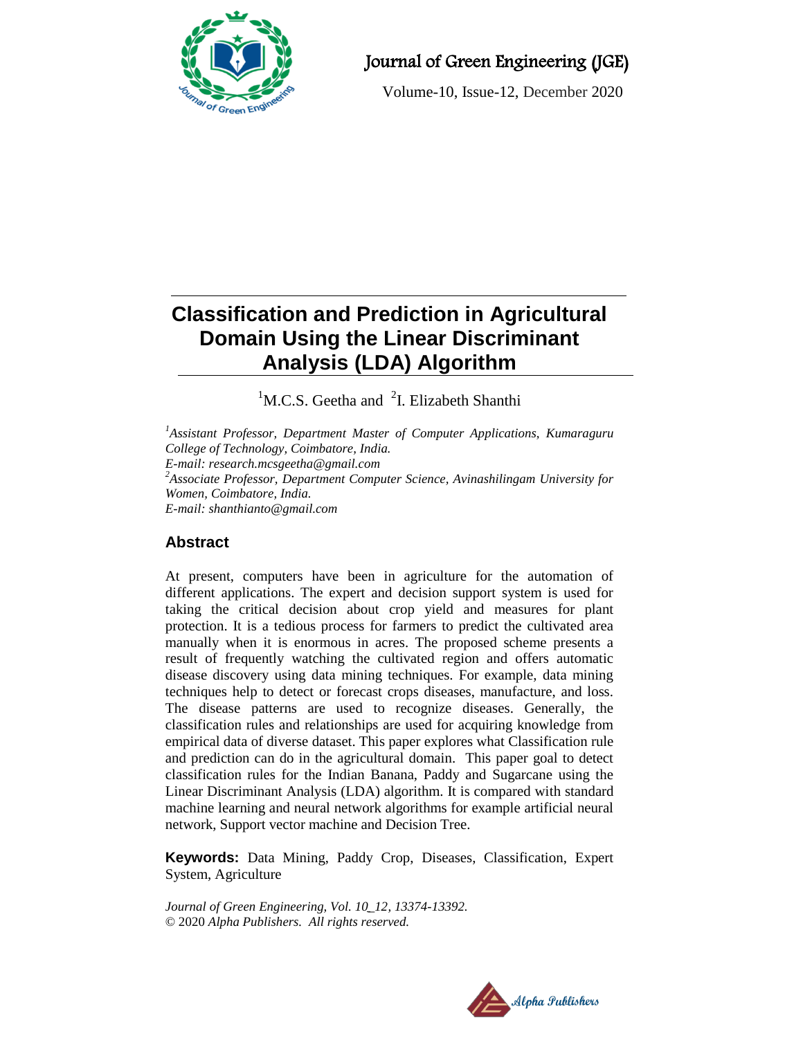# Classification and Prediction in Agricultural Domain Using the Linear Discriminant Analysis (LDA) Algorithm

[1]M.C.S. Geetha and [2]I. Elizabeth Shanthi

*[1]Assistant Professor, Department Master of Computer Applications, Kumaraguru College of Technology, Coimbatore, India.*
*E-mail: research.mcsgeetha@gmail.com*
*[2]Associate Professor, Department Computer Science, Avinashilingam University for Women, Coimbatore, India.*
*E-mail: shanthianto@gmail.com*

## Abstract

At present, computers have been in agriculture for the automation of different applications. The expert and decision support system is used for taking the critical decision about crop yield and measures for plant protection. It is a tedious process for farmers to predict the cultivated area manually when it is enormous in acres. The proposed scheme presents a result of frequently watching the cultivated region and offers automatic disease discovery using data mining techniques. For example, data mining techniques help to detect or forecast crops diseases, manufacture, and loss. The disease patterns are used to recognize diseases. Generally, the classification rules and relationships are used for acquiring knowledge from empirical data of diverse dataset. This paper explores what Classification rule and prediction can do in the agricultural domain. This paper goal to detect classification rules for the Indian Banana, Paddy and Sugarcane using the Linear Discriminant Analysis (LDA) algorithm. It is compared with standard machine learning and neural network algorithms for example artificial neural network, Support vector machine and Decision Tree.

**Keywords:** Data Mining, Paddy Crop, Diseases, Classification, Expert System, Agriculture

*Journal of Green Engineering, Vol. 10_12, 13374-13392.*
© 2020 *Alpha Publishers. All rights reserved.*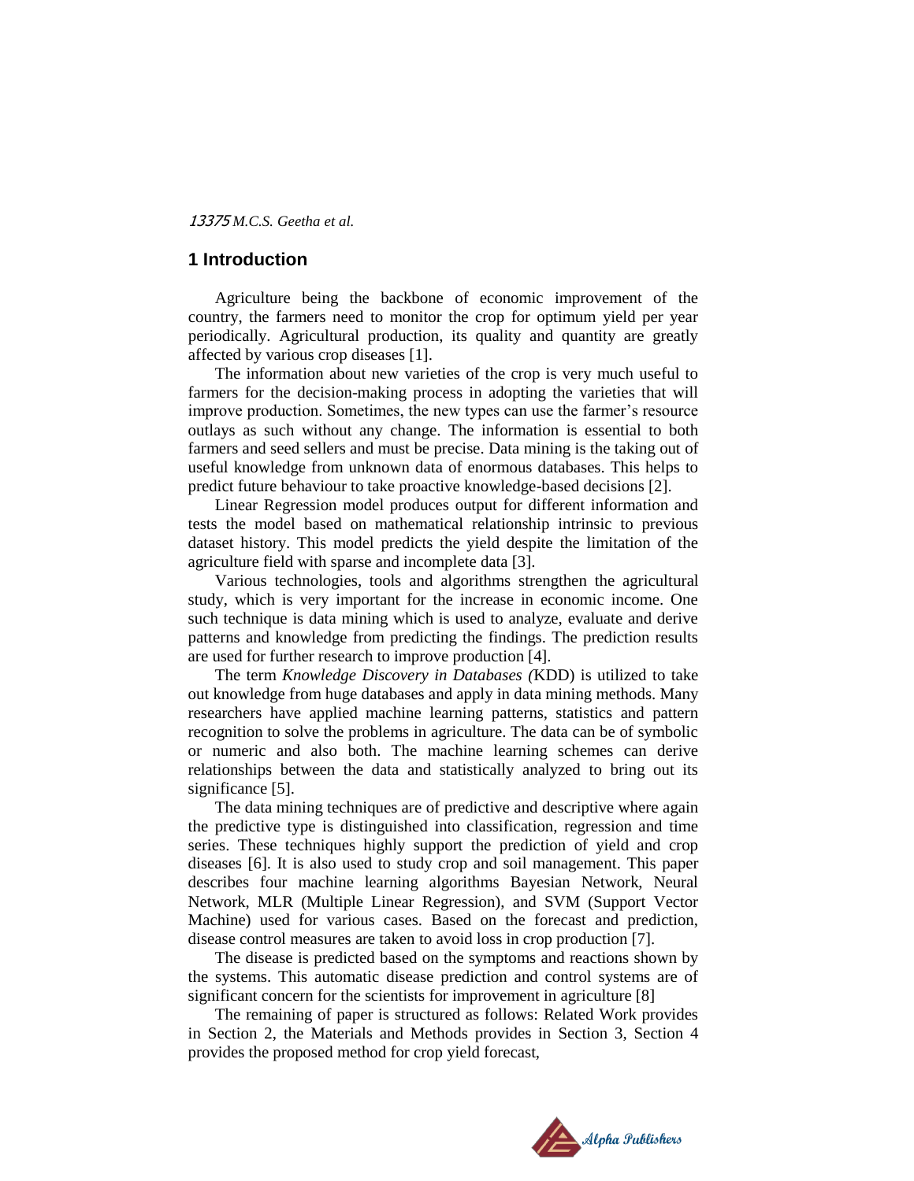## 1 Introduction

Agriculture being the backbone of economic improvement of the country, the farmers need to monitor the crop for optimum yield per year periodically. Agricultural production, its quality and quantity are greatly affected by various crop diseases [1].

The information about new varieties of the crop is very much useful to farmers for the decision-making process in adopting the varieties that will improve production. Sometimes, the new types can use the farmer's resource outlays as such without any change. The information is essential to both farmers and seed sellers and must be precise. Data mining is the taking out of useful knowledge from unknown data of enormous databases. This helps to predict future behaviour to take proactive knowledge-based decisions [2].

Linear Regression model produces output for different information and tests the model based on mathematical relationship intrinsic to previous dataset history. This model predicts the yield despite the limitation of the agriculture field with sparse and incomplete data [3].

Various technologies, tools and algorithms strengthen the agricultural study, which is very important for the increase in economic income. One such technique is data mining which is used to analyze, evaluate and derive patterns and knowledge from predicting the findings. The prediction results are used for further research to improve production [4].

The term *Knowledge Discovery in Databases (*KDD) is utilized to take out knowledge from huge databases and apply in data mining methods. Many researchers have applied machine learning patterns, statistics and pattern recognition to solve the problems in agriculture. The data can be of symbolic or numeric and also both. The machine learning schemes can derive relationships between the data and statistically analyzed to bring out its significance [5].

The data mining techniques are of predictive and descriptive where again the predictive type is distinguished into classification, regression and time series. These techniques highly support the prediction of yield and crop diseases [6]. It is also used to study crop and soil management. This paper describes four machine learning algorithms Bayesian Network, Neural Network, MLR (Multiple Linear Regression), and SVM (Support Vector Machine) used for various cases. Based on the forecast and prediction, disease control measures are taken to avoid loss in crop production [7].

The disease is predicted based on the symptoms and reactions shown by the systems. This automatic disease prediction and control systems are of significant concern for the scientists for improvement in agriculture [8]

The remaining of paper is structured as follows: Related Work provides in Section 2, the Materials and Methods provides in Section 3, Section 4 provides the proposed method for crop yield forecast,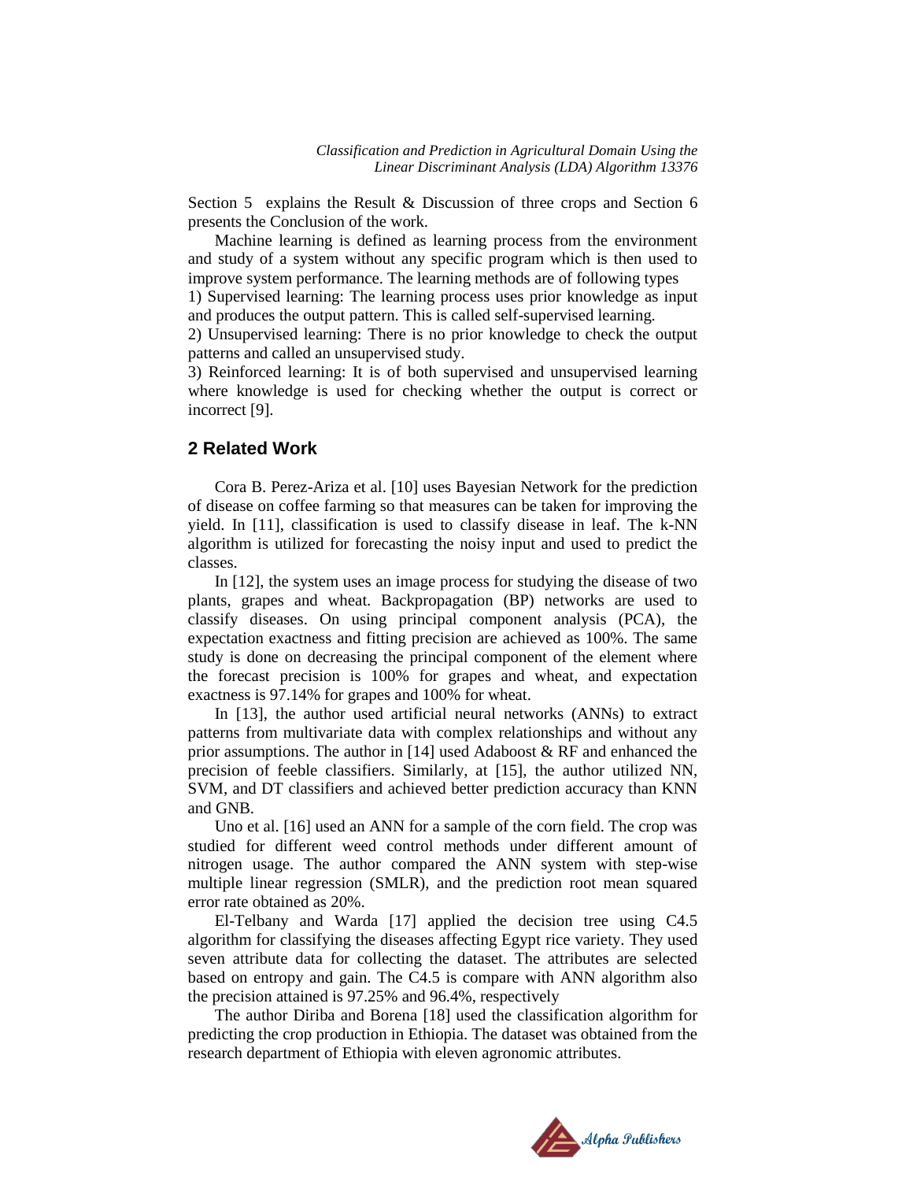Section 5 explains the Result & Discussion of three crops and Section 6 presents the Conclusion of the work.

Machine learning is defined as learning process from the environment and study of a system without any specific program which is then used to improve system performance. The learning methods are of following types

1) Supervised learning: The learning process uses prior knowledge as input and produces the output pattern. This is called self-supervised learning.

2) Unsupervised learning: There is no prior knowledge to check the output patterns and called an unsupervised study.

3) Reinforced learning: It is of both supervised and unsupervised learning where knowledge is used for checking whether the output is correct or incorrect [9].

## 2 Related Work

Cora B. Perez-Ariza et al. [10] uses Bayesian Network for the prediction of disease on coffee farming so that measures can be taken for improving the yield. In [11], classification is used to classify disease in leaf. The k-NN algorithm is utilized for forecasting the noisy input and used to predict the classes.

In [12], the system uses an image process for studying the disease of two plants, grapes and wheat. Backpropagation (BP) networks are used to classify diseases. On using principal component analysis (PCA), the expectation exactness and fitting precision are achieved as 100%. The same study is done on decreasing the principal component of the element where the forecast precision is 100% for grapes and wheat, and expectation exactness is 97.14% for grapes and 100% for wheat.

In [13], the author used artificial neural networks (ANNs) to extract patterns from multivariate data with complex relationships and without any prior assumptions. The author in [14] used Adaboost & RF and enhanced the precision of feeble classifiers. Similarly, at [15], the author utilized NN, SVM, and DT classifiers and achieved better prediction accuracy than KNN and GNB.

Uno et al. [16] used an ANN for a sample of the corn field. The crop was studied for different weed control methods under different amount of nitrogen usage. The author compared the ANN system with step-wise multiple linear regression (SMLR), and the prediction root mean squared error rate obtained as 20%.

El-Telbany and Warda [17] applied the decision tree using C4.5 algorithm for classifying the diseases affecting Egypt rice variety. They used seven attribute data for collecting the dataset. The attributes are selected based on entropy and gain. The C4.5 is compare with ANN algorithm also the precision attained is 97.25% and 96.4%, respectively

The author Diriba and Borena [18] used the classification algorithm for predicting the crop production in Ethiopia. The dataset was obtained from the research department of Ethiopia with eleven agronomic attributes.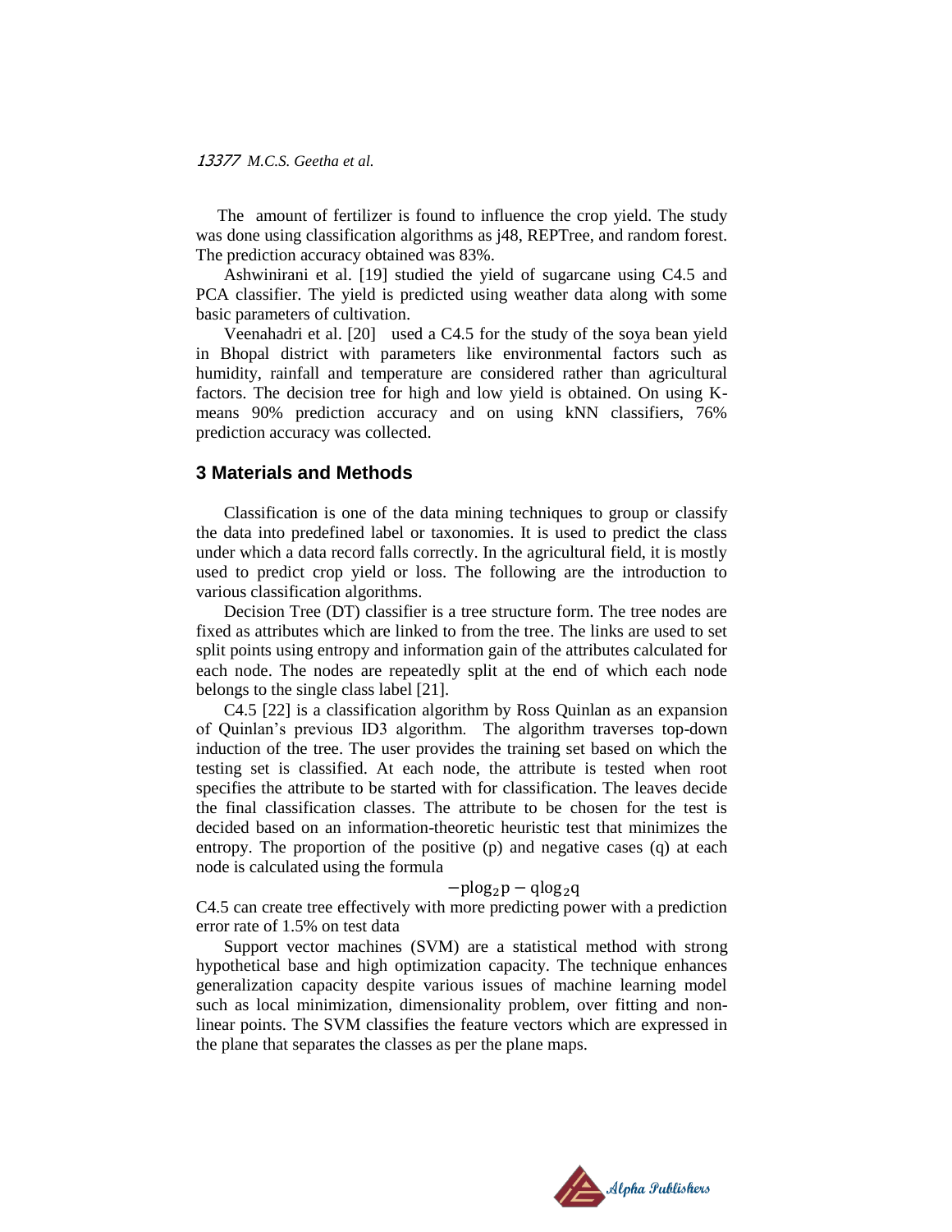The amount of fertilizer is found to influence the crop yield. The study was done using classification algorithms as j48, REPTree, and random forest. The prediction accuracy obtained was 83%.

Ashwinirani et al. [19] studied the yield of sugarcane using C4.5 and PCA classifier. The yield is predicted using weather data along with some basic parameters of cultivation.

Veenahadri et al. [20] used a C4.5 for the study of the soya bean yield in Bhopal district with parameters like environmental factors such as humidity, rainfall and temperature are considered rather than agricultural factors. The decision tree for high and low yield is obtained. On using K-means 90% prediction accuracy and on using kNN classifiers, 76% prediction accuracy was collected.

## 3 Materials and Methods

Classification is one of the data mining techniques to group or classify the data into predefined label or taxonomies. It is used to predict the class under which a data record falls correctly. In the agricultural field, it is mostly used to predict crop yield or loss. The following are the introduction to various classification algorithms.

Decision Tree (DT) classifier is a tree structure form. The tree nodes are fixed as attributes which are linked to from the tree. The links are used to set split points using entropy and information gain of the attributes calculated for each node. The nodes are repeatedly split at the end of which each node belongs to the single class label [21].

C4.5 [22] is a classification algorithm by Ross Quinlan as an expansion of Quinlan's previous ID3 algorithm. The algorithm traverses top-down induction of the tree. The user provides the training set based on which the testing set is classified. At each node, the attribute is tested when root specifies the attribute to be started with for classification. The leaves decide the final classification classes. The attribute to be chosen for the test is decided based on an information-theoretic heuristic test that minimizes the entropy. The proportion of the positive (p) and negative cases (q) at each node is calculated using the formula

$$-p\log_2 p - q\log_2 q$$

C4.5 can create tree effectively with more predicting power with a prediction error rate of 1.5% on test data

Support vector machines (SVM) are a statistical method with strong hypothetical base and high optimization capacity. The technique enhances generalization capacity despite various issues of machine learning model such as local minimization, dimensionality problem, over fitting and non-linear points. The SVM classifies the feature vectors which are expressed in the plane that separates the classes as per the plane maps.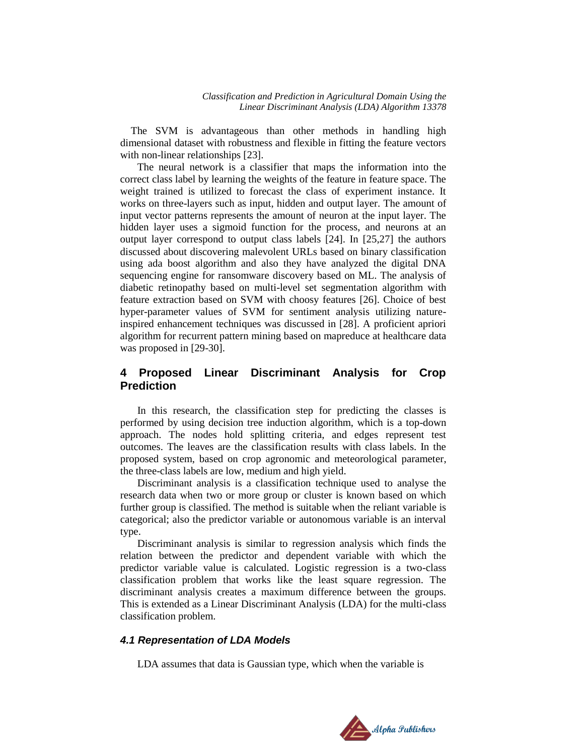The SVM is advantageous than other methods in handling high dimensional dataset with robustness and flexible in fitting the feature vectors with non-linear relationships [23].

The neural network is a classifier that maps the information into the correct class label by learning the weights of the feature in feature space. The weight trained is utilized to forecast the class of experiment instance. It works on three-layers such as input, hidden and output layer. The amount of input vector patterns represents the amount of neuron at the input layer. The hidden layer uses a sigmoid function for the process, and neurons at an output layer correspond to output class labels [24]. In [25,27] the authors discussed about discovering malevolent URLs based on binary classification using ada boost algorithm and also they have analyzed the digital DNA sequencing engine for ransomware discovery based on ML. The analysis of diabetic retinopathy based on multi-level set segmentation algorithm with feature extraction based on SVM with choosy features [26]. Choice of best hyper-parameter values of SVM for sentiment analysis utilizing nature-inspired enhancement techniques was discussed in [28]. A proficient apriori algorithm for recurrent pattern mining based on mapreduce at healthcare data was proposed in [29-30].

## 4 Proposed Linear Discriminant Analysis for Crop Prediction

In this research, the classification step for predicting the classes is performed by using decision tree induction algorithm, which is a top-down approach. The nodes hold splitting criteria, and edges represent test outcomes. The leaves are the classification results with class labels. In the proposed system, based on crop agronomic and meteorological parameter, the three-class labels are low, medium and high yield.

Discriminant analysis is a classification technique used to analyse the research data when two or more group or cluster is known based on which further group is classified. The method is suitable when the reliant variable is categorical; also the predictor variable or autonomous variable is an interval type.

Discriminant analysis is similar to regression analysis which finds the relation between the predictor and dependent variable with which the predictor variable value is calculated. Logistic regression is a two-class classification problem that works like the least square regression. The discriminant analysis creates a maximum difference between the groups. This is extended as a Linear Discriminant Analysis (LDA) for the multi-class classification problem.

### *4.1 Representation of LDA Models*

LDA assumes that data is Gaussian type, which when the variable is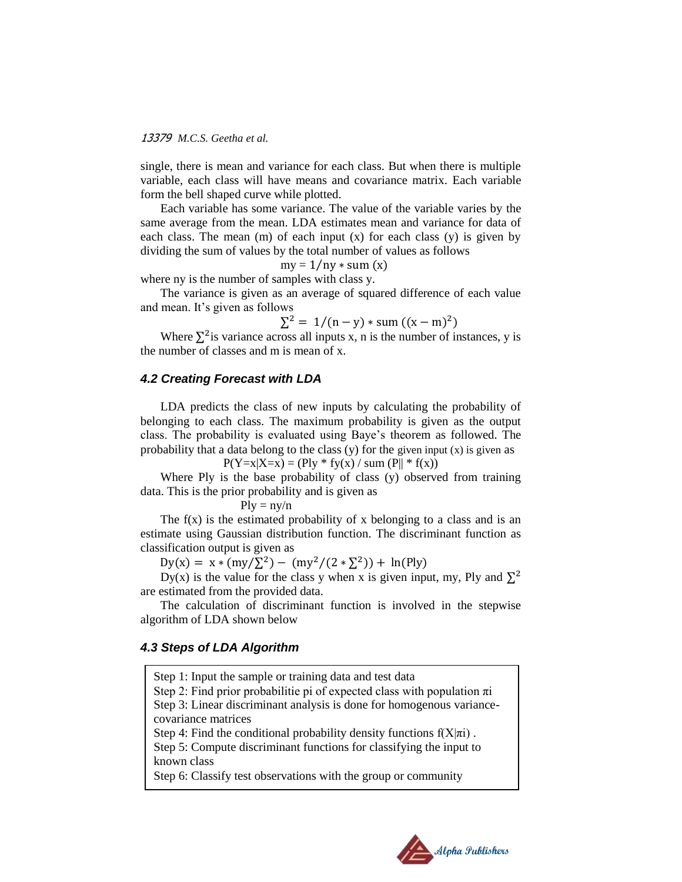single, there is mean and variance for each class. But when there is multiple variable, each class will have means and covariance matrix. Each variable form the bell shaped curve while plotted.

Each variable has some variance. The value of the variable varies by the same average from the mean. LDA estimates mean and variance for data of each class. The mean (m) of each input (x) for each class (y) is given by dividing the sum of values by the total number of values as follows

$$my = 1/ny * \text{sum}\ (x)$$

where ny is the number of samples with class y.

The variance is given as an average of squared difference of each value and mean. It's given as follows

$$\sum^2 = 1/(n-y) * \text{sum}\ ((x-m)^2)$$

Where $\sum^2$ is variance across all inputs x, n is the number of instances, y is the number of classes and m is mean of x.

### 4.2 Creating Forecast with LDA

LDA predicts the class of new inputs by calculating the probability of belonging to each class. The maximum probability is given as the output class. The probability is evaluated using Baye's theorem as followed. The probability that a data belong to the class (y) for the given input (x) is given as

$$P(Y=x|X=x) = (Ply * fy(x) / \text{sum}\ (P\| * f(x))$$

Where Ply is the base probability of class (y) observed from training data. This is the prior probability and is given as

$$Ply = ny/n$$

The f(x) is the estimated probability of x belonging to a class and is an estimate using Gaussian distribution function. The discriminant function as classification output is given as

$$Dy(x) = x * (my/\sum^2) - (my^2/(2 * \sum^2)) + \ln(Ply)$$

Dy(x) is the value for the class y when x is given input, my, Ply and $\sum^2$ are estimated from the provided data.

The calculation of discriminant function is involved in the stepwise algorithm of LDA shown below

### 4.3 Steps of LDA Algorithm

Step 1: Input the sample or training data and test data
Step 2: Find prior probabilitie pi of expected class with population $\pi i$
Step 3: Linear discriminant analysis is done for homogenous variance-covariance matrices
Step 4: Find the conditional probability density functions $f(X|\pi i)$ .
Step 5: Compute discriminant functions for classifying the input to known class
Step 6: Classify test observations with the group or community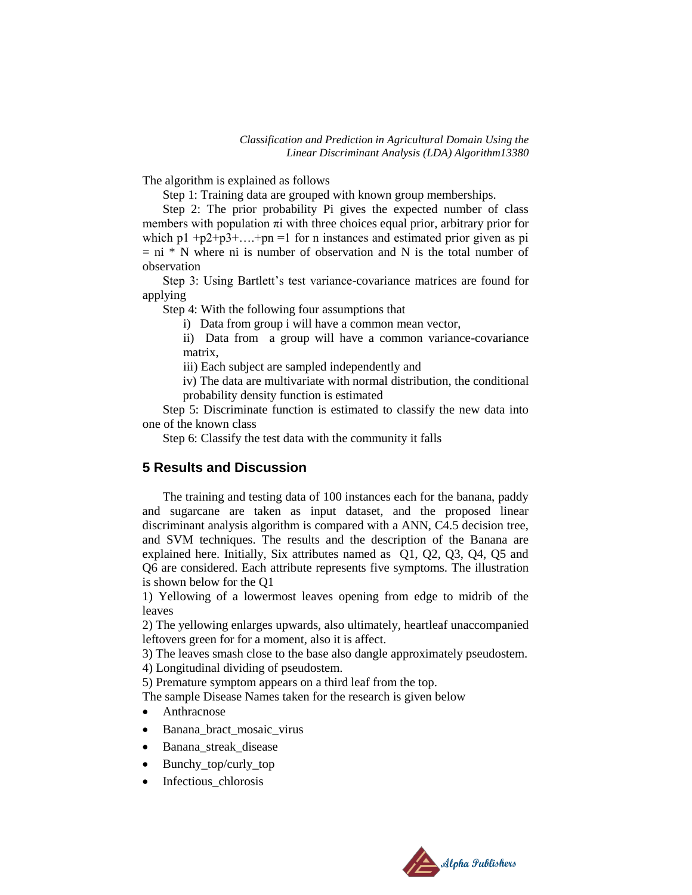The algorithm is explained as follows

Step 1: Training data are grouped with known group memberships.

Step 2: The prior probability Pi gives the expected number of class members with population $\pi i$ with three choices equal prior, arbitrary prior for which p1 +p2+p3+….+pn =1 for n instances and estimated prior given as pi = ni * N where ni is number of observation and N is the total number of observation

Step 3: Using Bartlett's test variance-covariance matrices are found for applying

Step 4: With the following four assumptions that

i) Data from group i will have a common mean vector,

ii) Data from a group will have a common variance-covariance matrix,

iii) Each subject are sampled independently and

iv) The data are multivariate with normal distribution, the conditional probability density function is estimated

Step 5: Discriminate function is estimated to classify the new data into one of the known class

Step 6: Classify the test data with the community it falls

## 5 Results and Discussion

The training and testing data of 100 instances each for the banana, paddy and sugarcane are taken as input dataset, and the proposed linear discriminant analysis algorithm is compared with a ANN, C4.5 decision tree, and SVM techniques. The results and the description of the Banana are explained here. Initially, Six attributes named as Q1, Q2, Q3, Q4, Q5 and Q6 are considered. Each attribute represents five symptoms. The illustration is shown below for the Q1

1) Yellowing of a lowermost leaves opening from edge to midrib of the leaves

2) The yellowing enlarges upwards, also ultimately, heartleaf unaccompanied leftovers green for for a moment, also it is affect.

3) The leaves smash close to the base also dangle approximately pseudostem.

4) Longitudinal dividing of pseudostem.

5) Premature symptom appears on a third leaf from the top.

The sample Disease Names taken for the research is given below

- Anthracnose
- Banana_bract_mosaic_virus
- Banana_streak_disease
- Bunchy_top/curly_top
- Infectious_chlorosis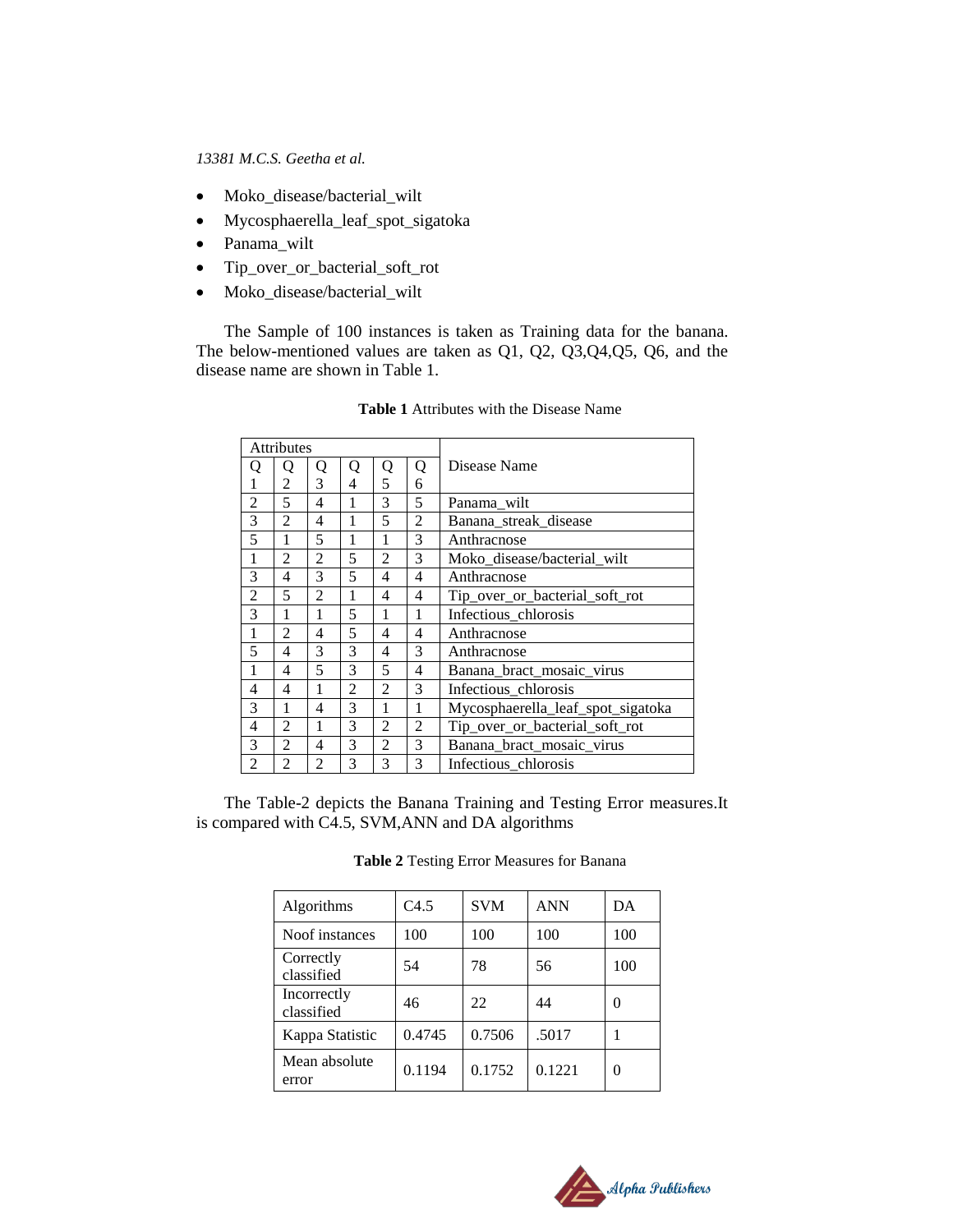- Moko_disease/bacterial_wilt
- Mycosphaerella_leaf_spot_sigatoka
- Panama_wilt
- Tip_over_or_bacterial_soft_rot
- Moko_disease/bacterial_wilt

The Sample of 100 instances is taken as Training data for the banana. The below-mentioned values are taken as Q1, Q2, Q3,Q4,Q5, Q6, and the disease name are shown in Table 1.

**Table 1** Attributes with the Disease Name

| Attributes | | | | | | Disease Name |
|---|---|---|---|---|---|---|
| Q1 | Q2 | Q3 | Q4 | Q5 | Q6 | |
| 2 | 5 | 4 | 1 | 3 | 5 | Panama_wilt |
| 3 | 2 | 4 | 1 | 5 | 2 | Banana_streak_disease |
| 5 | 1 | 5 | 1 | 1 | 3 | Anthracnose |
| 1 | 2 | 2 | 5 | 2 | 3 | Moko_disease/bacterial_wilt |
| 3 | 4 | 3 | 5 | 4 | 4 | Anthracnose |
| 2 | 5 | 2 | 1 | 4 | 4 | Tip_over_or_bacterial_soft_rot |
| 3 | 1 | 1 | 5 | 1 | 1 | Infectious_chlorosis |
| 1 | 2 | 4 | 5 | 4 | 4 | Anthracnose |
| 5 | 4 | 3 | 3 | 4 | 3 | Anthracnose |
| 1 | 4 | 5 | 3 | 5 | 4 | Banana_bract_mosaic_virus |
| 4 | 4 | 1 | 2 | 2 | 3 | Infectious_chlorosis |
| 3 | 1 | 4 | 3 | 1 | 1 | Mycosphaerella_leaf_spot_sigatoka |
| 4 | 2 | 1 | 3 | 2 | 2 | Tip_over_or_bacterial_soft_rot |
| 3 | 2 | 4 | 3 | 2 | 3 | Banana_bract_mosaic_virus |
| 2 | 2 | 2 | 3 | 3 | 3 | Infectious_chlorosis |

The Table-2 depicts the Banana Training and Testing Error measures.It is compared with C4.5, SVM,ANN and DA algorithms

**Table 2** Testing Error Measures for Banana

| Algorithms | C4.5 | SVM | ANN | DA |
|---|---|---|---|---|
| Noof instances | 100 | 100 | 100 | 100 |
| Correctly classified | 54 | 78 | 56 | 100 |
| Incorrectly classified | 46 | 22 | 44 | 0 |
| Kappa Statistic | 0.4745 | 0.7506 | .5017 | 1 |
| Mean absolute error | 0.1194 | 0.1752 | 0.1221 | 0 |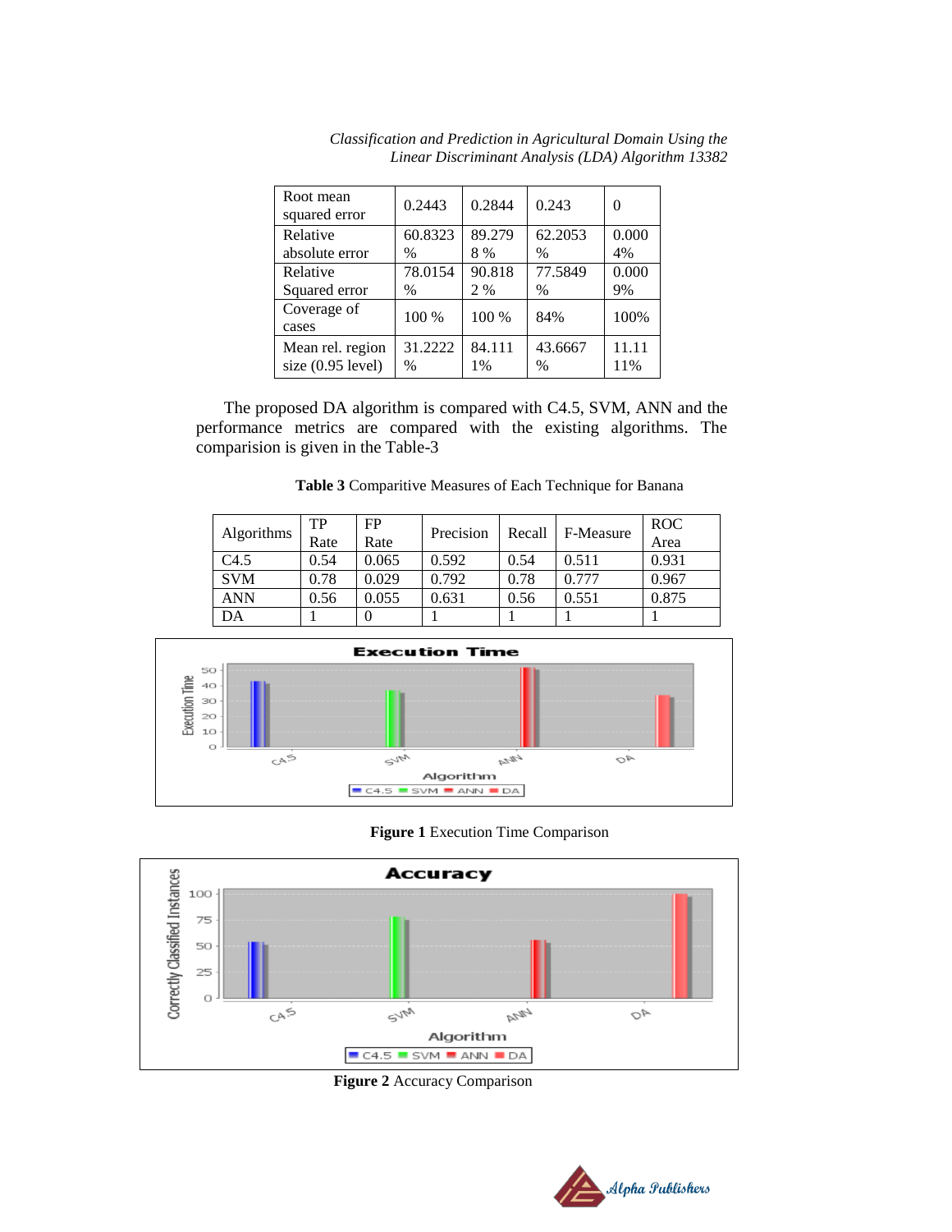| | | | | |
|---|---|---|---|---|
| Root mean squared error | 0.2443 | 0.2844 | 0.243 | 0 |
| Relative absolute error | 60.8323 % | 89.2798 % | 62.2053 % | 0.0004% |
| Relative Squared error | 78.0154 % | 90.8182 % | 77.5849 % | 0.0009% |
| Coverage of cases | 100 % | 100 % | 84% | 100% |
| Mean rel. region size (0.95 level) | 31.2222 % | 84.1111% | 43.6667 % | 11.1111% |

The proposed DA algorithm is compared with C4.5, SVM, ANN and the performance metrics are compared with the existing algorithms. The comparision is given in the Table-3

**Table 3** Comparitive Measures of Each Technique for Banana

| Algorithms | TP Rate | FP Rate | Precision | Recall | F-Measure | ROC Area |
|---|---|---|---|---|---|---|
| C4.5 | 0.54 | 0.065 | 0.592 | 0.54 | 0.511 | 0.931 |
| SVM | 0.78 | 0.029 | 0.792 | 0.78 | 0.777 | 0.967 |
| ANN | 0.56 | 0.055 | 0.631 | 0.56 | 0.551 | 0.875 |
| DA | 1 | 0 | 1 | 1 | 1 | 1 |

Execution Time

Execution Time

50
40
30
20
10
0

C4.5
SVM
ANN
DA

Algorithm

C4.5 SVM ANN DA

**Figure 1** Execution Time Comparison

Accuracy

Correctly Classified Instances

100
75
50
25
0

C4.5
SVM
ANN
DA

Algorithm

C4.5 SVM ANN DA

**Figure 2** Accuracy Comparison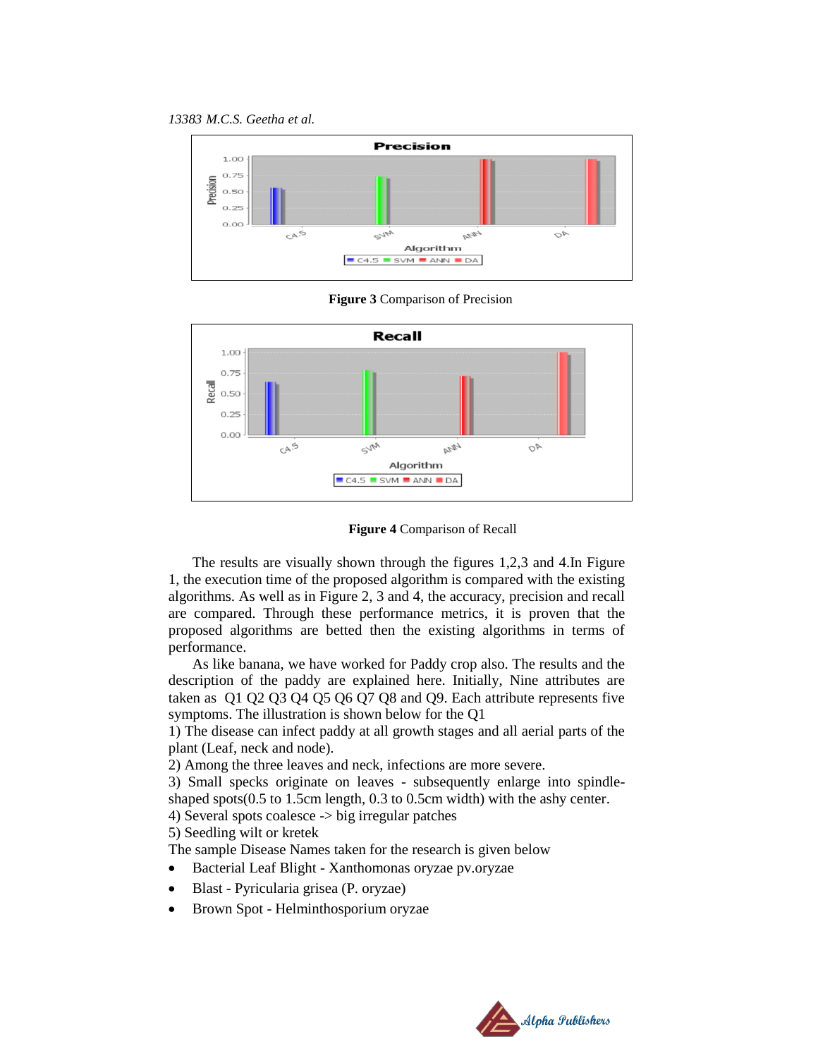Precision

1.00
0.75
0.50
0.25
0.00

Precision

C4.5
SVM
ANN
DA

Algorithm

C4.5 SVM ANN DA

**Figure 3** Comparison of Precision

Recall

1.00
0.75
0.50
0.25
0.00

Recall

C4.5
SVM
ANN
DA

Algorithm

C4.5 SVM ANN DA

**Figure 4** Comparison of Recall

The results are visually shown through the figures 1,2,3 and 4.In Figure 1, the execution time of the proposed algorithm is compared with the existing algorithms. As well as in Figure 2, 3 and 4, the accuracy, precision and recall are compared. Through these performance metrics, it is proven that the proposed algorithms are betted then the existing algorithms in terms of performance.

As like banana, we have worked for Paddy crop also. The results and the description of the paddy are explained here. Initially, Nine attributes are taken as Q1 Q2 Q3 Q4 Q5 Q6 Q7 Q8 and Q9. Each attribute represents five symptoms. The illustration is shown below for the Q1

1) The disease can infect paddy at all growth stages and all aerial parts of the plant (Leaf, neck and node).
2) Among the three leaves and neck, infections are more severe.
3) Small specks originate on leaves - subsequently enlarge into spindle-shaped spots(0.5 to 1.5cm length, 0.3 to 0.5cm width) with the ashy center.
4) Several spots coalesce -> big irregular patches
5) Seedling wilt or kretek

The sample Disease Names taken for the research is given below

- Bacterial Leaf Blight - Xanthomonas oryzae pv.oryzae
- Blast - Pyricularia grisea (P. oryzae)
- Brown Spot - Helminthosporium oryzae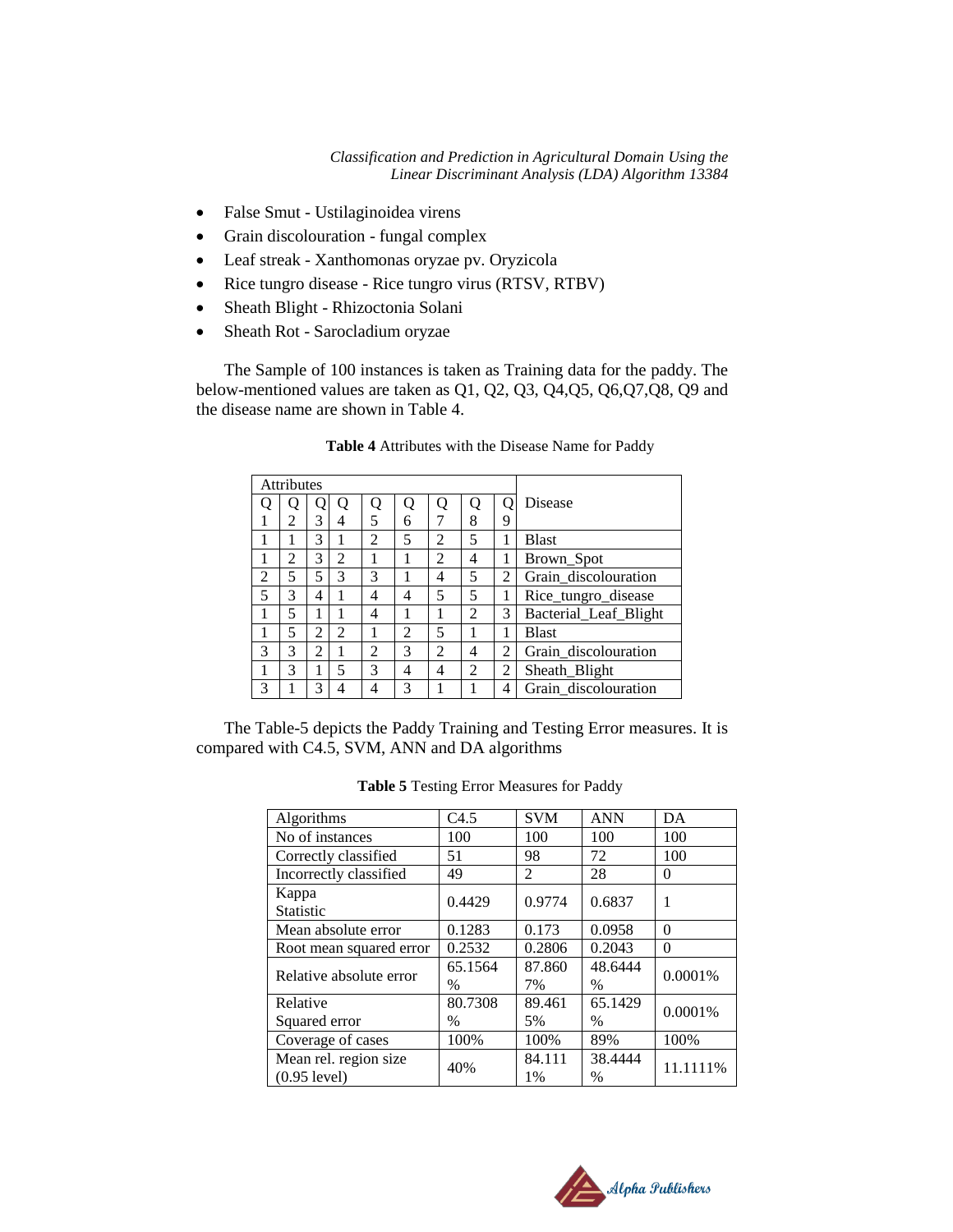- False Smut - Ustilaginoidea virens
- Grain discolouration - fungal complex
- Leaf streak - Xanthomonas oryzae pv. Oryzicola
- Rice tungro disease - Rice tungro virus (RTSV, RTBV)
- Sheath Blight - Rhizoctonia Solani
- Sheath Rot - Sarocladium oryzae

The Sample of 100 instances is taken as Training data for the paddy. The below-mentioned values are taken as Q1, Q2, Q3, Q4,Q5, Q6,Q7,Q8, Q9 and the disease name are shown in Table 4.

**Table 4** Attributes with the Disease Name for Paddy

| Attributes | | | | | | | | | Disease |
|---|---|---|---|---|---|---|---|---|---|
| Q1 | Q2 | Q3 | Q4 | Q5 | Q6 | Q7 | Q8 | Q9 | |
| 1 | 1 | 3 | 1 | 2 | 5 | 2 | 5 | 1 | Blast |
| 1 | 2 | 3 | 2 | 1 | 1 | 2 | 4 | 1 | Brown_Spot |
| 2 | 5 | 5 | 3 | 3 | 1 | 4 | 5 | 2 | Grain_discolouration |
| 5 | 3 | 4 | 1 | 4 | 4 | 5 | 5 | 1 | Rice_tungro_disease |
| 1 | 5 | 1 | 1 | 4 | 1 | 1 | 2 | 3 | Bacterial_Leaf_Blight |
| 1 | 5 | 2 | 2 | 1 | 2 | 5 | 1 | 1 | Blast |
| 3 | 3 | 2 | 1 | 2 | 3 | 2 | 4 | 2 | Grain_discolouration |
| 1 | 3 | 1 | 5 | 3 | 4 | 4 | 2 | 2 | Sheath_Blight |
| 3 | 1 | 3 | 4 | 4 | 3 | 1 | 1 | 4 | Grain_discolouration |

The Table-5 depicts the Paddy Training and Testing Error measures. It is compared with C4.5, SVM, ANN and DA algorithms

**Table 5** Testing Error Measures for Paddy

| Algorithms | C4.5 | SVM | ANN | DA |
|---|---|---|---|---|
| No of instances | 100 | 100 | 100 | 100 |
| Correctly classified | 51 | 98 | 72 | 100 |
| Incorrectly classified | 49 | 2 | 28 | 0 |
| Kappa Statistic | 0.4429 | 0.9774 | 0.6837 | 1 |
| Mean absolute error | 0.1283 | 0.173 | 0.0958 | 0 |
| Root mean squared error | 0.2532 | 0.2806 | 0.2043 | 0 |
| Relative absolute error | 65.1564 % | 87.8607% | 48.6444 % | 0.0001% |
| Relative Squared error | 80.7308 % | 89.4615% | 65.1429 % | 0.0001% |
| Coverage of cases | 100% | 100% | 89% | 100% |
| Mean rel. region size (0.95 level) | 40% | 84.1111% | 38.4444 % | 11.1111% |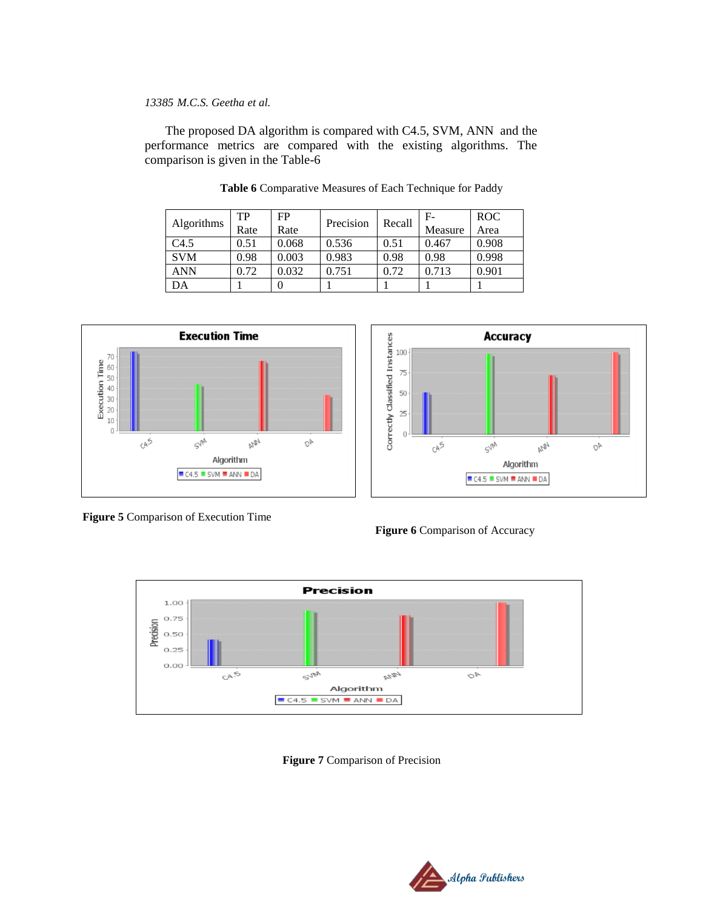The proposed DA algorithm is compared with C4.5, SVM, ANN and the performance metrics are compared with the existing algorithms. The comparison is given in the Table-6

**Table 6** Comparative Measures of Each Technique for Paddy

| Algorithms | TP Rate | FP Rate | Precision | Recall | F-Measure | ROC Area |
|---|---|---|---|---|---|---|
| C4.5 | 0.51 | 0.068 | 0.536 | 0.51 | 0.467 | 0.908 |
| SVM | 0.98 | 0.003 | 0.983 | 0.98 | 0.98 | 0.998 |
| ANN | 0.72 | 0.032 | 0.751 | 0.72 | 0.713 | 0.901 |
| DA | 1 | 0 | 1 | 1 | 1 | 1 |

Execution Time

Execution Time

0 10 20 30 40 50 60 70

C4.5 SVM ANN DA

Algorithm

C4.5 SVM ANN DA

**Figure 5** Comparison of Execution Time

Accuracy

Correctly Classified Instances

0 25 50 75 100

C4.5 SVM ANN DA

Algorithm

C4.5 SVM ANN DA

**Figure 6** Comparison of Accuracy

Precision

Precision

0.00 0.25 0.50 0.75 1.00

C4.5 SVM ANN DA

Algorithm

C4.5 SVM ANN DA

**Figure 7** Comparison of Precision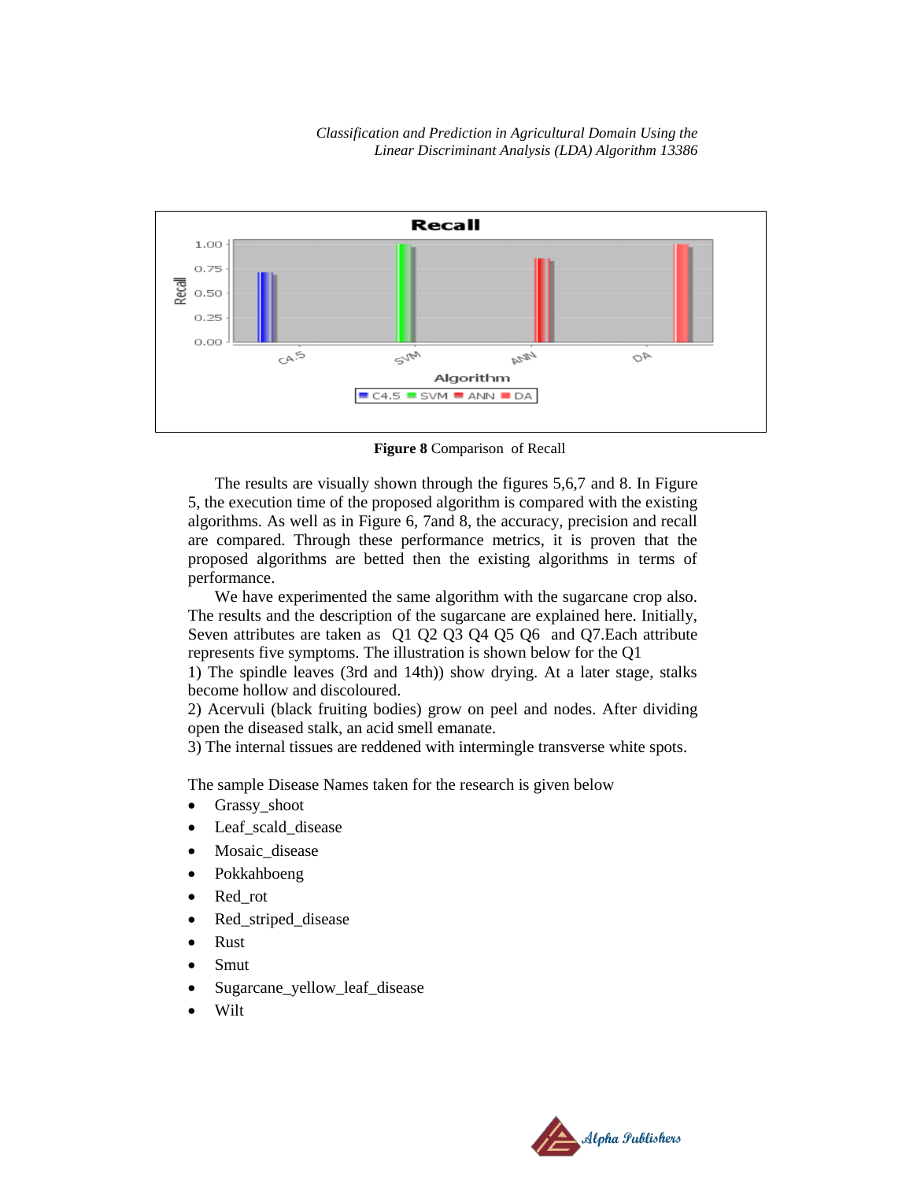Recall

1.00
0.75
0.50
0.25
0.00

Recall

C4.5
SVM
ANN
DA

Algorithm

C4.5 SVM ANN DA

**Figure 8** Comparison of Recall

The results are visually shown through the figures 5,6,7 and 8. In Figure 5, the execution time of the proposed algorithm is compared with the existing algorithms. As well as in Figure 6, 7and 8, the accuracy, precision and recall are compared. Through these performance metrics, it is proven that the proposed algorithms are betted then the existing algorithms in terms of performance.

We have experimented the same algorithm with the sugarcane crop also. The results and the description of the sugarcane are explained here. Initially, Seven attributes are taken as Q1 Q2 Q3 Q4 Q5 Q6 and Q7.Each attribute represents five symptoms. The illustration is shown below for the Q1

1) The spindle leaves (3rd and 14th)) show drying. At a later stage, stalks become hollow and discoloured.
2) Acervuli (black fruiting bodies) grow on peel and nodes. After dividing open the diseased stalk, an acid smell emanate.
3) The internal tissues are reddened with intermingle transverse white spots.

The sample Disease Names taken for the research is given below

- Grassy_shoot
- Leaf_scald_disease
- Mosaic_disease
- Pokkahboeng
- Red_rot
- Red_striped_disease
- Rust
- Smut
- Sugarcane_yellow_leaf_disease
- Wilt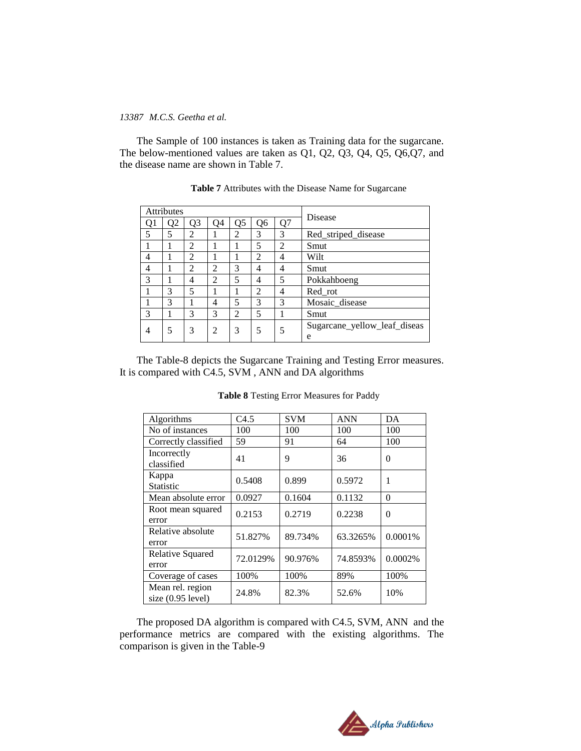The Sample of 100 instances is taken as Training data for the sugarcane. The below-mentioned values are taken as Q1, Q2, Q3, Q4, Q5, Q6,Q7, and the disease name are shown in Table 7.

**Table 7** Attributes with the Disease Name for Sugarcane

| Attributes | | | | | | | Disease |
|---|---|---|---|---|---|---|---|
| Q1 | Q2 | Q3 | Q4 | Q5 | Q6 | Q7 | |
| 5 | 5 | 2 | 1 | 2 | 3 | 3 | Red_striped_disease |
| 1 | 1 | 2 | 1 | 1 | 5 | 2 | Smut |
| 4 | 1 | 2 | 1 | 1 | 2 | 4 | Wilt |
| 4 | 1 | 2 | 2 | 3 | 4 | 4 | Smut |
| 3 | 1 | 4 | 2 | 5 | 4 | 5 | Pokkahboeng |
| 1 | 3 | 5 | 1 | 1 | 2 | 4 | Red_rot |
| 1 | 3 | 1 | 4 | 5 | 3 | 3 | Mosaic_disease |
| 3 | 1 | 3 | 3 | 2 | 5 | 1 | Smut |
| 4 | 5 | 3 | 2 | 3 | 5 | 5 | Sugarcane_yellow_leaf_disease |

The Table-8 depicts the Sugarcane Training and Testing Error measures. It is compared with C4.5, SVM , ANN and DA algorithms

**Table 8** Testing Error Measures for Paddy

| Algorithms | C4.5 | SVM | ANN | DA |
|---|---|---|---|---|
| No of instances | 100 | 100 | 100 | 100 |
| Correctly classified | 59 | 91 | 64 | 100 |
| Incorrectly classified | 41 | 9 | 36 | 0 |
| Kappa Statistic | 0.5408 | 0.899 | 0.5972 | 1 |
| Mean absolute error | 0.0927 | 0.1604 | 0.1132 | 0 |
| Root mean squared error | 0.2153 | 0.2719 | 0.2238 | 0 |
| Relative absolute error | 51.827% | 89.734% | 63.3265% | 0.0001% |
| Relative Squared error | 72.0129% | 90.976% | 74.8593% | 0.0002% |
| Coverage of cases | 100% | 100% | 89% | 100% |
| Mean rel. region size (0.95 level) | 24.8% | 82.3% | 52.6% | 10% |

The proposed DA algorithm is compared with C4.5, SVM, ANN and the performance metrics are compared with the existing algorithms. The comparison is given in the Table-9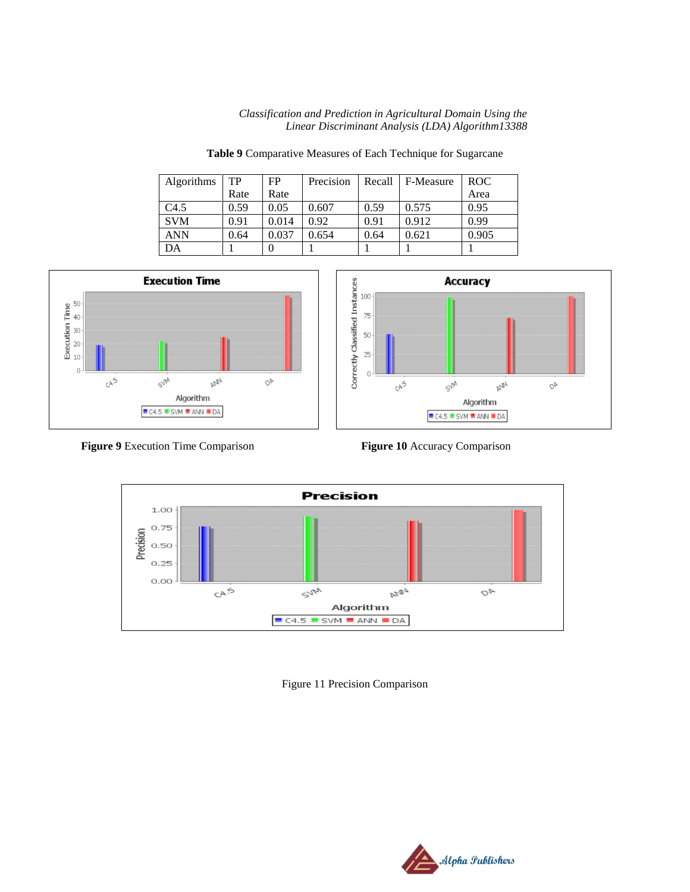**Table 9** Comparative Measures of Each Technique for Sugarcane

| Algorithms | TP Rate | FP Rate | Precision | Recall | F-Measure | ROC Area |
|---|---|---|---|---|---|---|
| C4.5 | 0.59 | 0.05 | 0.607 | 0.59 | 0.575 | 0.95 |
| SVM | 0.91 | 0.014 | 0.92 | 0.91 | 0.912 | 0.99 |
| ANN | 0.64 | 0.037 | 0.654 | 0.64 | 0.621 | 0.905 |
| DA | 1 | 0 | 1 | 1 | 1 | 1 |

Execution Time

Execution Time

0
10
20
30
40
50

C4.5 SVM ANN DA

Algorithm

C4.5 SVM ANN DA

**Figure 9** Execution Time Comparison

Accuracy

Correctly Classified Instances

0
25
50
75
100

C4.5 SVM ANN DA

Algorithm

C4.5 SVM ANN DA

**Figure 10** Accuracy Comparison

Precision

Precision

0.00
0.25
0.50
0.75
1.00

C4.5 SVM ANN DA

Algorithm

C4.5 SVM ANN DA

Figure 11 Precision Comparison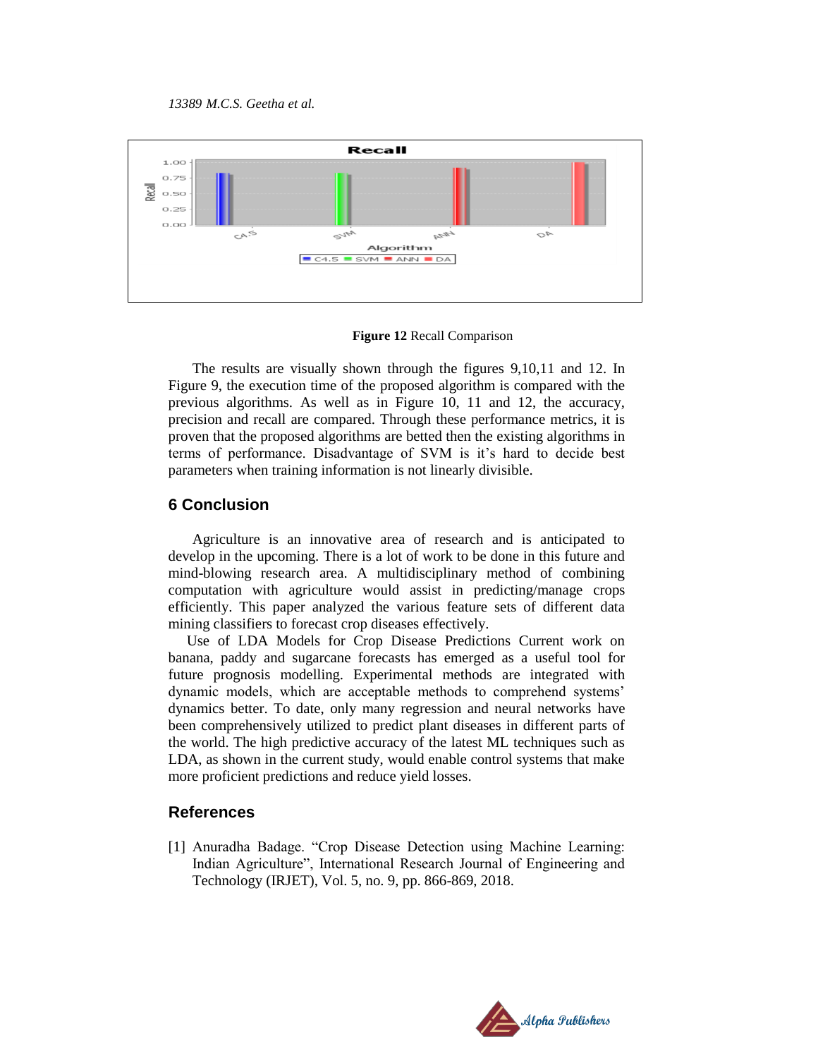Recall

1.00
0.75
0.50
0.25
0.00

Recall

C4.5 SVM ANN DA

Algorithm

C4.5 SVM ANN DA

**Figure 12** Recall Comparison

The results are visually shown through the figures 9,10,11 and 12. In Figure 9, the execution time of the proposed algorithm is compared with the previous algorithms. As well as in Figure 10, 11 and 12, the accuracy, precision and recall are compared. Through these performance metrics, it is proven that the proposed algorithms are betted then the existing algorithms in terms of performance. Disadvantage of SVM is it's hard to decide best parameters when training information is not linearly divisible.

## 6 Conclusion

Agriculture is an innovative area of research and is anticipated to develop in the upcoming. There is a lot of work to be done in this future and mind-blowing research area. A multidisciplinary method of combining computation with agriculture would assist in predicting/manage crops efficiently. This paper analyzed the various feature sets of different data mining classifiers to forecast crop diseases effectively.

Use of LDA Models for Crop Disease Predictions Current work on banana, paddy and sugarcane forecasts has emerged as a useful tool for future prognosis modelling. Experimental methods are integrated with dynamic models, which are acceptable methods to comprehend systems' dynamics better. To date, only many regression and neural networks have been comprehensively utilized to predict plant diseases in different parts of the world. The high predictive accuracy of the latest ML techniques such as LDA, as shown in the current study, would enable control systems that make more proficient predictions and reduce yield losses.

## References

[1] Anuradha Badage. "Crop Disease Detection using Machine Learning: Indian Agriculture", International Research Journal of Engineering and Technology (IRJET), Vol. 5, no. 9, pp. 866-869, 2018.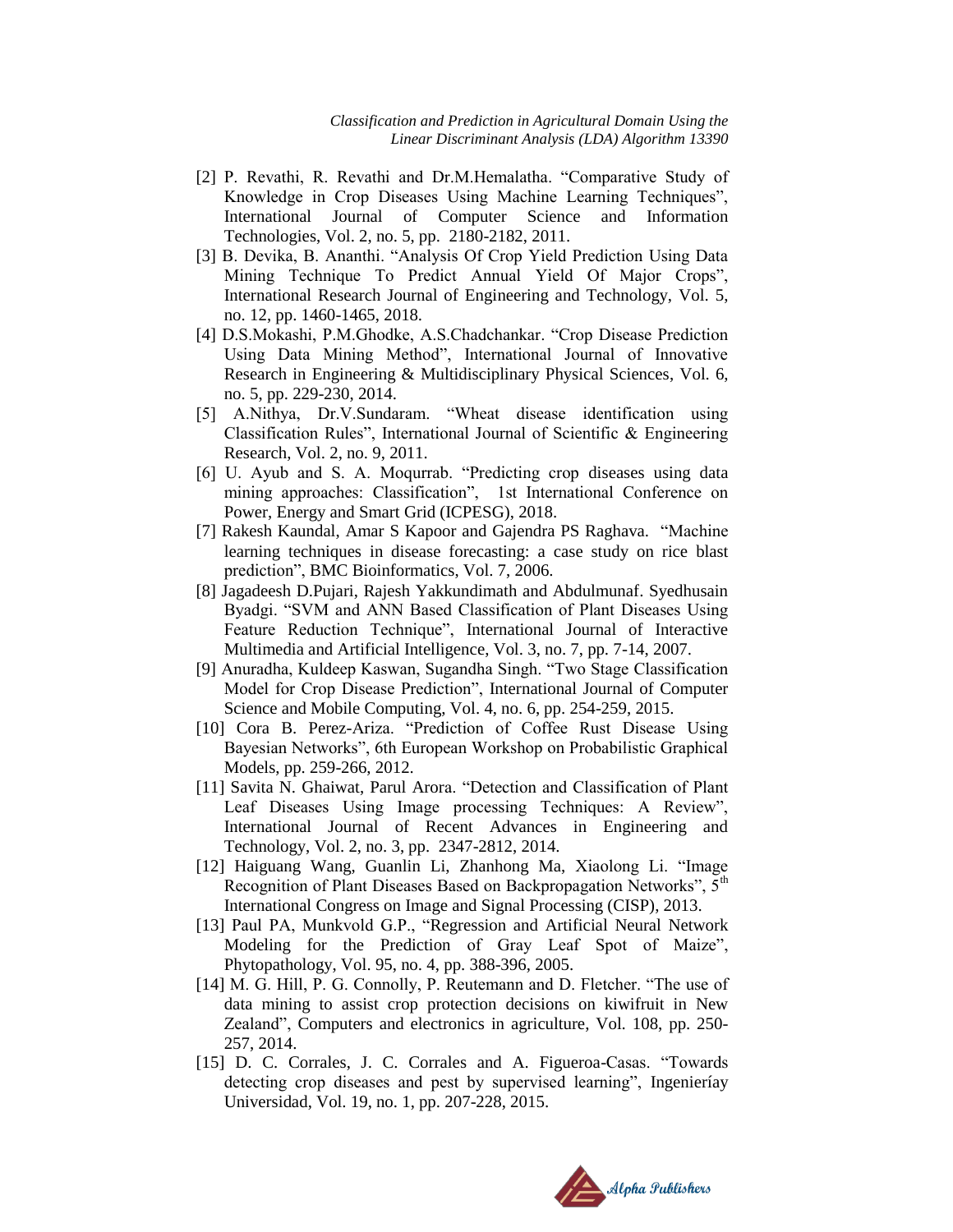[2] P. Revathi, R. Revathi and Dr.M.Hemalatha. “Comparative Study of Knowledge in Crop Diseases Using Machine Learning Techniques”, International Journal of Computer Science and Information Technologies, Vol. 2, no. 5, pp. 2180-2182, 2011.

[3] B. Devika, B. Ananthi. “Analysis Of Crop Yield Prediction Using Data Mining Technique To Predict Annual Yield Of Major Crops”, International Research Journal of Engineering and Technology, Vol. 5, no. 12, pp. 1460-1465, 2018.

[4] D.S.Mokashi, P.M.Ghodke, A.S.Chadchankar. “Crop Disease Prediction Using Data Mining Method”, International Journal of Innovative Research in Engineering & Multidisciplinary Physical Sciences, Vol. 6, no. 5, pp. 229-230, 2014.

[5] A.Nithya, Dr.V.Sundaram. “Wheat disease identification using Classification Rules”, International Journal of Scientific & Engineering Research, Vol. 2, no. 9, 2011.

[6] U. Ayub and S. A. Moqurrab. “Predicting crop diseases using data mining approaches: Classification”, 1st International Conference on Power, Energy and Smart Grid (ICPESG), 2018.

[7] Rakesh Kaundal, Amar S Kapoor and Gajendra PS Raghava. “Machine learning techniques in disease forecasting: a case study on rice blast prediction”, BMC Bioinformatics, Vol. 7, 2006.

[8] Jagadeesh D.Pujari, Rajesh Yakkundimath and Abdulmunaf. Syedhusain Byadgi. “SVM and ANN Based Classification of Plant Diseases Using Feature Reduction Technique”, International Journal of Interactive Multimedia and Artificial Intelligence, Vol. 3, no. 7, pp. 7-14, 2007.

[9] Anuradha, Kuldeep Kaswan, Sugandha Singh. “Two Stage Classification Model for Crop Disease Prediction”, International Journal of Computer Science and Mobile Computing, Vol. 4, no. 6, pp. 254-259, 2015.

[10] Cora B. Perez-Ariza. “Prediction of Coffee Rust Disease Using Bayesian Networks”, 6th European Workshop on Probabilistic Graphical Models, pp. 259-266, 2012.

[11] Savita N. Ghaiwat, Parul Arora. “Detection and Classification of Plant Leaf Diseases Using Image processing Techniques: A Review”, International Journal of Recent Advances in Engineering and Technology, Vol. 2, no. 3, pp. 2347-2812, 2014.

[12] Haiguang Wang, Guanlin Li, Zhanhong Ma, Xiaolong Li. “Image Recognition of Plant Diseases Based on Backpropagation Networks”, 5th International Congress on Image and Signal Processing (CISP), 2013.

[13] Paul PA, Munkvold G.P., “Regression and Artificial Neural Network Modeling for the Prediction of Gray Leaf Spot of Maize”, Phytopathology, Vol. 95, no. 4, pp. 388-396, 2005.

[14] M. G. Hill, P. G. Connolly, P. Reutemann and D. Fletcher. “The use of data mining to assist crop protection decisions on kiwifruit in New Zealand”, Computers and electronics in agriculture, Vol. 108, pp. 250-257, 2014.

[15] D. C. Corrales, J. C. Corrales and A. Figueroa-Casas. “Towards detecting crop diseases and pest by supervised learning”, Ingeniería y Universidad, Vol. 19, no. 1, pp. 207-228, 2015.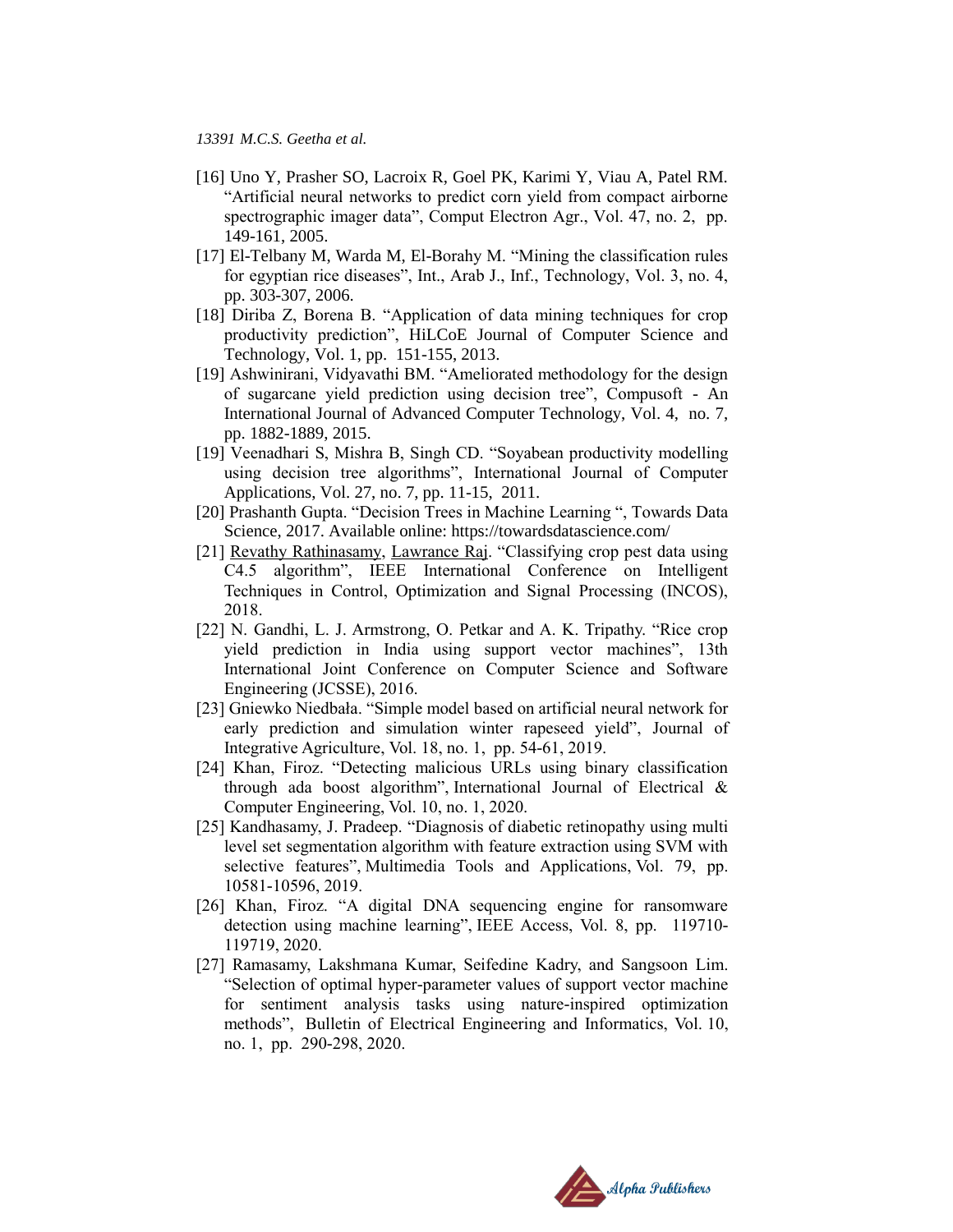[16] Uno Y, Prasher SO, Lacroix R, Goel PK, Karimi Y, Viau A, Patel RM. “Artificial neural networks to predict corn yield from compact airborne spectrographic imager data”, Comput Electron Agr., Vol. 47, no. 2, pp. 149-161, 2005.

[17] El-Telbany M, Warda M, El-Borahy M. “Mining the classification rules for egyptian rice diseases”, Int., Arab J., Inf., Technology, Vol. 3, no. 4, pp. 303-307, 2006.

[18] Diriba Z, Borena B. “Application of data mining techniques for crop productivity prediction”, HiLCoE Journal of Computer Science and Technology, Vol. 1, pp. 151-155, 2013.

[19] Ashwinirani, Vidyavathi BM. “Ameliorated methodology for the design of sugarcane yield prediction using decision tree”, Compusoft - An International Journal of Advanced Computer Technology, Vol. 4, no. 7, pp. 1882-1889, 2015.

[19] Veenadhari S, Mishra B, Singh CD. “Soyabean productivity modelling using decision tree algorithms”, International Journal of Computer Applications, Vol. 27, no. 7, pp. 11-15, 2011.

[20] Prashanth Gupta. “Decision Trees in Machine Learning ”, Towards Data Science, 2017. Available online: https://towardsdatascience.com/

[21] Revathy Rathinasamy, Lawrance Raj. “Classifying crop pest data using C4.5 algorithm”, IEEE International Conference on Intelligent Techniques in Control, Optimization and Signal Processing (INCOS), 2018.

[22] N. Gandhi, L. J. Armstrong, O. Petkar and A. K. Tripathy. “Rice crop yield prediction in India using support vector machines”, 13th International Joint Conference on Computer Science and Software Engineering (JCSSE), 2016.

[23] Gniewko Niedbała. “Simple model based on artificial neural network for early prediction and simulation winter rapeseed yield”, Journal of Integrative Agriculture, Vol. 18, no. 1, pp. 54-61, 2019.

[24] Khan, Firoz. “Detecting malicious URLs using binary classification through ada boost algorithm”, International Journal of Electrical & Computer Engineering, Vol. 10, no. 1, 2020.

[25] Kandhasamy, J. Pradeep. “Diagnosis of diabetic retinopathy using multi level set segmentation algorithm with feature extraction using SVM with selective features”, Multimedia Tools and Applications, Vol. 79, pp. 10581-10596, 2019.

[26] Khan, Firoz. “A digital DNA sequencing engine for ransomware detection using machine learning”, IEEE Access, Vol. 8, pp. 119710-119719, 2020.

[27] Ramasamy, Lakshmana Kumar, Seifedine Kadry, and Sangsoon Lim. “Selection of optimal hyper-parameter values of support vector machine for sentiment analysis tasks using nature-inspired optimization methods”, Bulletin of Electrical Engineering and Informatics, Vol. 10, no. 1, pp. 290-298, 2020.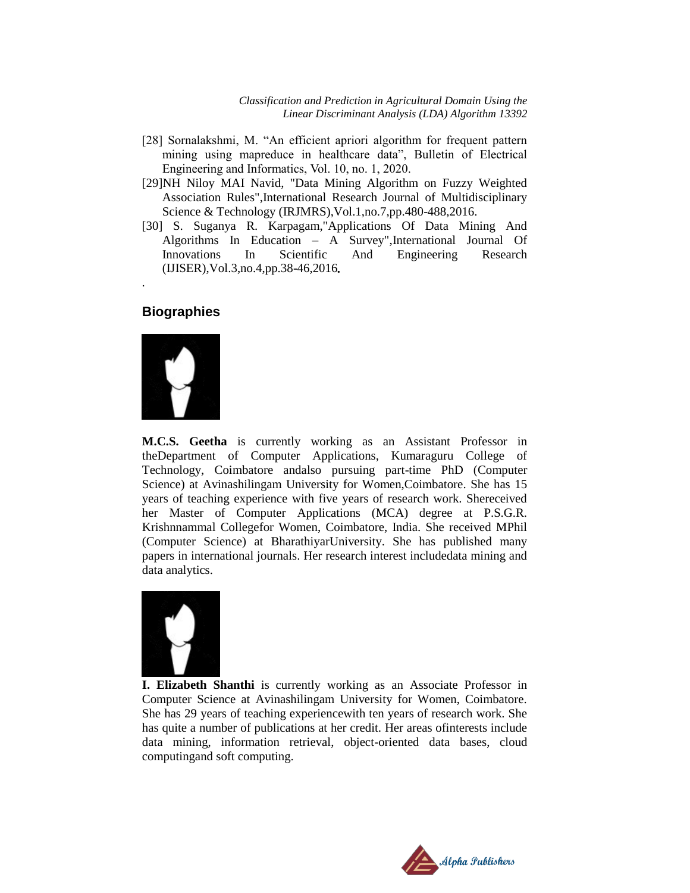[28] Sornalakshmi, M. "An efficient apriori algorithm for frequent pattern mining using mapreduce in healthcare data", Bulletin of Electrical Engineering and Informatics, Vol. 10, no. 1, 2020.

[29]NH Niloy MAI Navid, "Data Mining Algorithm on Fuzzy Weighted Association Rules",International Research Journal of Multidisciplinary Science & Technology (IRJMRS),Vol.1,no.7,pp.480-488,2016.

[30] S. Suganya R. Karpagam,"Applications Of Data Mining And Algorithms In Education – A Survey",International Journal Of Innovations In Scientific And Engineering Research (IJISER),Vol.3,no.4,pp.38-46,2016.

.

## Biographies

**M.C.S. Geetha** is currently working as an Assistant Professor in theDepartment of Computer Applications, Kumaraguru College of Technology, Coimbatore andalso pursuing part-time PhD (Computer Science) at Avinashilingam University for Women,Coimbatore. She has 15 years of teaching experience with five years of research work. Shereceived her Master of Computer Applications (MCA) degree at P.S.G.R. Krishnnammal Collegefor Women, Coimbatore, India. She received MPhil (Computer Science) at BharathiyarUniversity. She has published many papers in international journals. Her research interest includedata mining and data analytics.

**I. Elizabeth Shanthi** is currently working as an Associate Professor in Computer Science at Avinashilingam University for Women, Coimbatore. She has 29 years of teaching experiencewith ten years of research work. She has quite a number of publications at her credit. Her areas ofinterests include data mining, information retrieval, object-oriented data bases, cloud computingand soft computing.